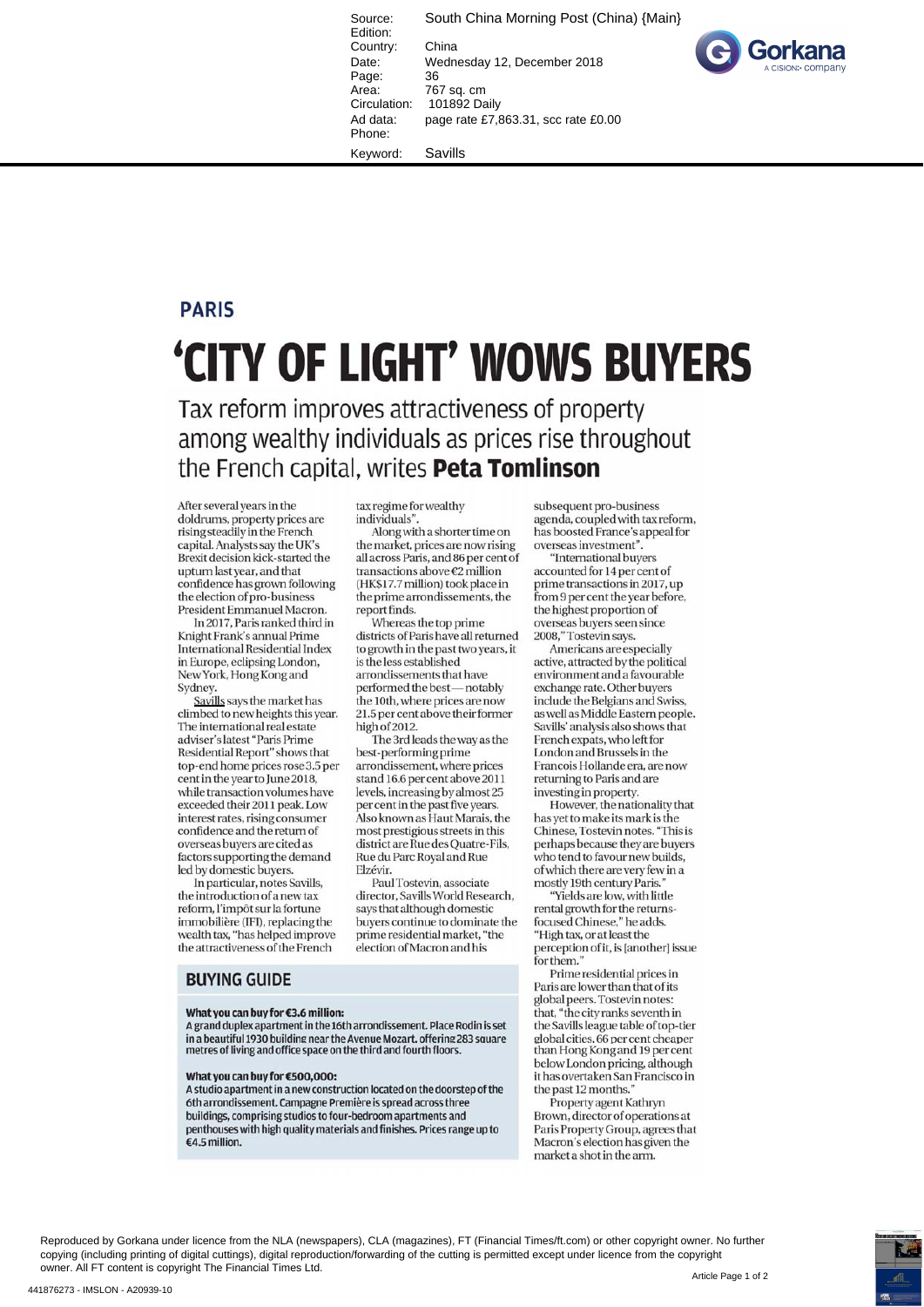Source: South China Morning Post (China) {Main}
Edition:
Country: China
Date: Wednesday 12, December 2018
Page: 36
Area: 767 sq. cm
Circulation: 101892 Daily
Ad data: page rate £7,863.31, scc rate £0.00
Phone:
Keyword: Savills

PARIS

# 'CITY OF LIGHT' WOWS BUYERS

## Tax reform improves attractiveness of property among wealthy individuals as prices rise throughout the French capital, writes **Peta Tomlinson**

After several years in the doldrums, property prices are rising steadily in the French capital. Analysts say the UK's Brexit decision kick-started the upturn last year, and that confidence has grown following the election of pro-business President Emmanuel Macron.

In 2017, Paris ranked third in Knight Frank's annual Prime International Residential Index in Europe, eclipsing London, New York, Hong Kong and Sydney.

Savills says the market has climbed to new heights this year. The international real estate adviser's latest "Paris Prime Residential Report" shows that top-end home prices rose 3.5 per cent in the year to June 2018, while transaction volumes have exceeded their 2011 peak. Low interest rates, rising consumer confidence and the return of overseas buyers are cited as factors supporting the demand led by domestic buyers.

In particular, notes Savills, the introduction of a new tax reform, l'impôt sur la fortune immobilière (IFI), replacing the wealth tax, "has helped improve the attractiveness of the French tax regime for wealthy individuals".

Along with a shorter time on the market, prices are now rising all across Paris, and 86 per cent of transactions above €2 million (HK$17.7 million) took place in the prime arrondissements, the report finds.

Whereas the top prime districts of Paris have all returned to growth in the past two years, it is the less established arrondissements that have performed the best — notably the 10th, where prices are now 21.5 per cent above their former high of 2012.

The 3rd leads the way as the best-performing prime arrondissement, where prices stand 16.6 per cent above 2011 levels, increasing by almost 25 per cent in the past five years. Also known as Haut Marais, the most prestigious streets in this district are Rue des Quatre-Fils, Rue du Parc Royal and Rue Elzévir.

Paul Tostevin, associate director, Savills World Research, says that although domestic buyers continue to dominate the prime residential market, "the election of Macron and his subsequent pro-business agenda, coupled with tax reform, has boosted France's appeal for overseas investment".

"International buyers accounted for 14 per cent of prime transactions in 2017, up from 9 per cent the year before, the highest proportion of overseas buyers seen since 2008," Tostevin says.

Americans are especially active, attracted by the political environment and a favourable exchange rate. Other buyers include the Belgians and Swiss, as well as Middle Eastern people. Savills' analysis also shows that French expats, who left for London and Brussels in the Francois Hollande era, are now returning to Paris and are investing in property.

However, the nationality that has yet to make its mark is the Chinese, Tostevin notes. "This is perhaps because they are buyers who tend to favour new builds, of which there are very few in a mostly 19th century Paris."

"Yields are low, with little rental growth for the returns-focused Chinese," he adds. "High tax, or at least the perception of it, is [another] issue for them."

Prime residential prices in Paris are lower than that of its global peers. Tostevin notes: that, "the city ranks seventh in the Savills league table of top-tier global cities, 66 per cent cheaper than Hong Kong and 19 per cent below London pricing, although it has overtaken San Francisco in the past 12 months."

Property agent Kathryn Brown, director of operations at Paris Property Group, agrees that Macron's election has given the market a shot in the arm.

### BUYING GUIDE

**What you can buy for €3.6 million:**
A grand duplex apartment in the 16th arrondissement. Place Rodin is set in a beautiful 1930 building near the Avenue Mozart, offering 283 square metres of living and office space on the third and fourth floors.

**What you can buy for €500,000:**
A studio apartment in a new construction located on the doorstep of the 6th arrondissement. Campagne Première is spread across three buildings, comprising studios to four-bedroom apartments and penthouses with high quality materials and finishes. Prices range up to €4.5 million.

Reproduced by Gorkana under licence from the NLA (newspapers), CLA (magazines), FT (Financial Times/ft.com) or other copyright owner. No further copying (including printing of digital cuttings), digital reproduction/forwarding of the cutting is permitted except under licence from the copyright owner. All FT content is copyright The Financial Times Ltd.

441876273 - IMSLON - A20939-10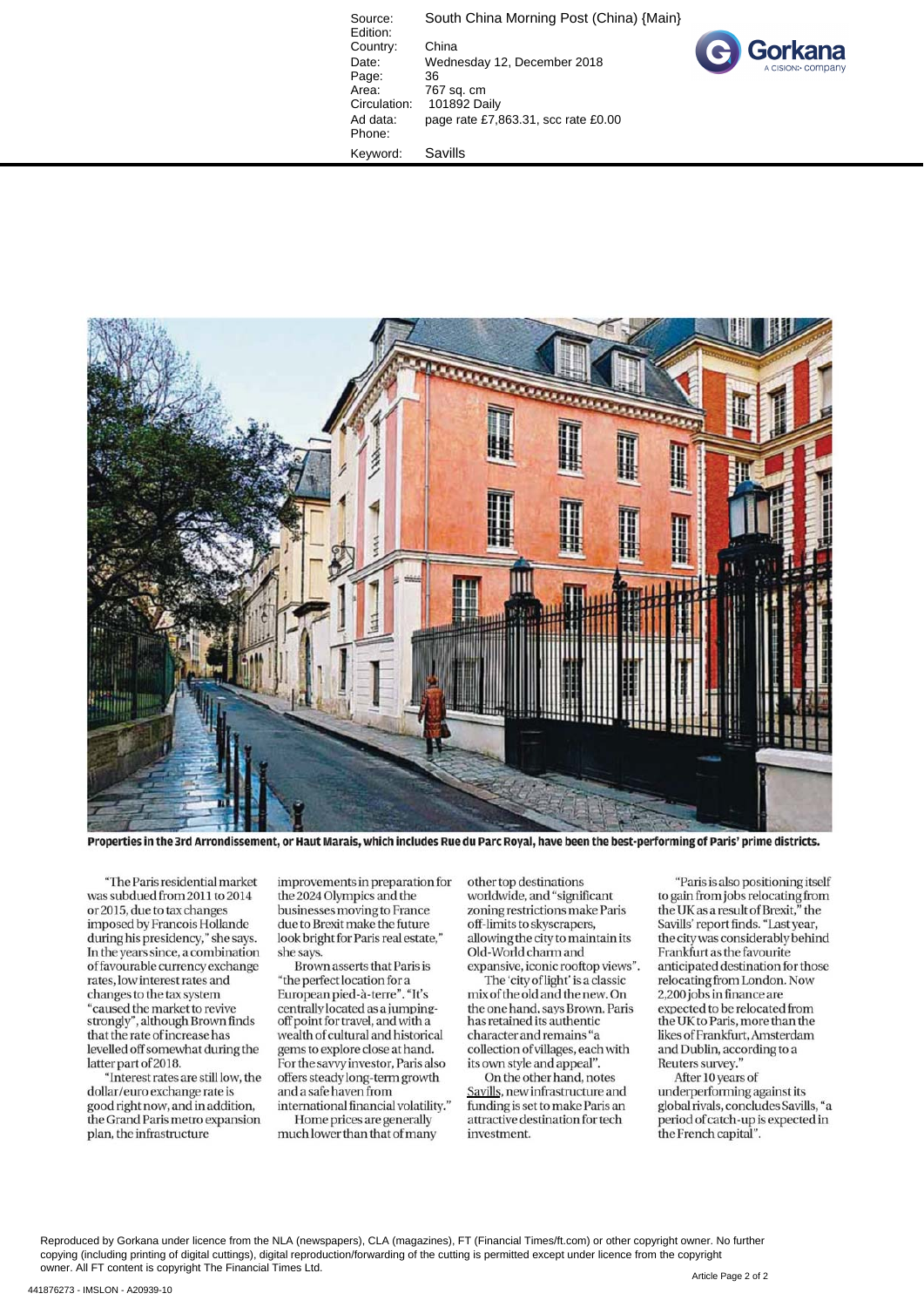| | |
|---|---|
| Source: | South China Morning Post (China) {Main} |
| Edition: | |
| Country: | China |
| Date: | Wednesday 12, December 2018 |
| Page: | 36 |
| Area: | 767 sq. cm |
| Circulation: | 101892 Daily |
| Ad data: | page rate £7,863.31, scc rate £0.00 |
| Phone: | |
| Keyword: | Savills |

**Properties in the 3rd Arrondissement, or Haut Marais, which includes Rue du Parc Royal, have been the best-performing of Paris' prime districts.**

"The Paris residential market was subdued from 2011 to 2014 or 2015, due to tax changes imposed by Francois Hollande during his presidency," she says. In the years since, a combination of favourable currency exchange rates, low interest rates and changes to the tax system "caused the market to revive strongly", although Brown finds that the rate of increase has levelled off somewhat during the latter part of 2018.

"Interest rates are still low, the dollar/euro exchange rate is good right now, and in addition, the Grand Paris metro expansion plan, the infrastructure improvements in preparation for the 2024 Olympics and the businesses moving to France due to Brexit make the future look bright for Paris real estate," she says.

Brown asserts that Paris is "the perfect location for a European pied-à-terre". "It's centrally located as a jumping-off point for travel, and with a wealth of cultural and historical gems to explore close at hand. For the savvy investor, Paris also offers steady long-term growth and a safe haven from international financial volatility."

Home prices are generally much lower than that of many other top destinations worldwide, and "significant zoning restrictions make Paris off-limits to skyscrapers, allowing the city to maintain its Old-World charm and expansive, iconic rooftop views".

The 'city of light' is a classic mix of the old and the new. On the one hand, says Brown, Paris has retained its authentic character and remains "a collection of villages, each with its own style and appeal".

On the other hand, notes Savills, new infrastructure and funding is set to make Paris an attractive destination for tech investment.

"Paris is also positioning itself to gain from jobs relocating from the UK as a result of Brexit," the Savills' report finds. "Last year, the city was considerably behind Frankfurt as the favourite anticipated destination for those relocating from London. Now 2,200 jobs in finance are expected to be relocated from the UK to Paris, more than the likes of Frankfurt, Amsterdam and Dublin, according to a Reuters survey."

After 10 years of underperforming against its global rivals, concludes Savills, "a period of catch-up is expected in the French capital".

Reproduced by Gorkana under licence from the NLA (newspapers), CLA (magazines), FT (Financial Times/ft.com) or other copyright owner. No further copying (including printing of digital cuttings), digital reproduction/forwarding of the cutting is permitted except under licence from the copyright owner. All FT content is copyright The Financial Times Ltd.

441876273 - IMSLON - A20939-10